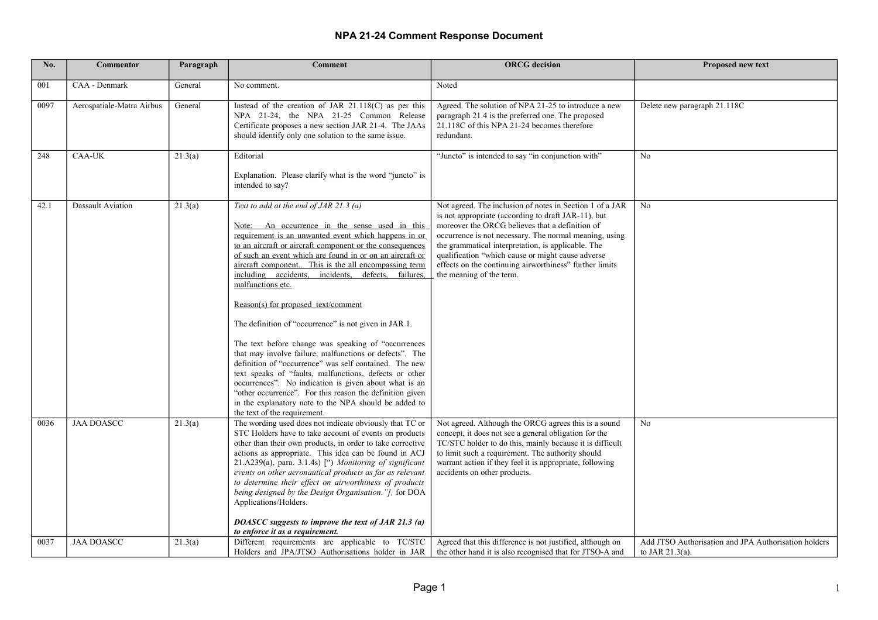# NPA 21-24 Comment Response Document

| No. | Commentor | Paragraph | Comment | ORCG decision | Proposed new text |
|---|---|---|---|---|---|
| 001 | CAA - Denmark | General | No comment. | Noted | |
| 0097 | Aerospatiale-Matra Airbus | General | Instead of the creation of JAR 21.118(C) as per this NPA 21-24, the NPA 21-25 Common Release Certificate proposes a new section JAR 21-4. The JAAs should identify only one solution to the same issue. | Agreed. The solution of NPA 21-25 to introduce a new paragraph 21.4 is the preferred one. The proposed 21.118C of this NPA 21-24 becomes therefore redundant. | Delete new paragraph 21.118C |
| 248 | CAA-UK | 21.3(a) | Editorial<br><br>Explanation. Please clarify what is the word "juncto" is intended to say? | "Juncto" is intended to say "in conjunction with" | No |
| 42.1 | Dassault Aviation | 21.3(a) | *Text to add at the end of JAR 21.3 (a)*<br><br><u>Note: An occurrence in the sense used in this requirement is an unwanted event which happens in or to an aircraft or aircraft component or the consequences of such an event which are found in or on an aircraft or aircraft component.. This is the all encompassing term including accidents, incidents, defects, failures, malfunctions etc.</u><br><br><u>Reason(s) for proposed text/comment</u><br><br>The definition of "occurrence" is not given in JAR 1.<br><br>The text before change was speaking of "occurrences that may involve failure, malfunctions or defects". The definition of "occurrence" was self contained. The new text speaks of "faults, malfunctions, defects or other occurrences". No indication is given about what is an "other occurrence". For this reason the definition given in the explanatory note to the NPA should be added to the text of the requirement. | Not agreed. The inclusion of notes in Section 1 of a JAR is not appropriate (according to draft JAR-11), but moreover the ORCG believes that a definition of occurrence is not necessary. The normal meaning, using the grammatical interpretation, is applicable. The qualification "which cause or might cause adverse effects on the continuing airworthiness" further limits the meaning of the term. | No |
| 0036 | JAA DOASCC | 21.3(a) | The wording used does not indicate obviously that TC or STC Holders have to take account of events on products other than their own products, in order to take corrective actions as appropriate. This idea can be found in ACJ 21.A239(a), para. 3.1.4s) [") *Monitoring of significant events on other aeronautical products as far as relevant to determine their effect on airworthiness of products being designed by the Design Organisation."]*, for DOA Applications/Holders.<br><br>***DOASCC suggests to improve the text of JAR 21.3 (a) to enforce it as a requirement.*** | Not agreed. Although the ORCG agrees this is a sound concept, it does not see a general obligation for the TC/STC holder to do this, mainly because it is difficult to limit such a requirement. The authority should warrant action if they feel it is appropriate, following accidents on other products. | No |
| 0037 | JAA DOASCC | 21.3(a) | Different requirements are applicable to TC/STC Holders and JPA/JTSO Authorisations holder in JAR | Agreed that this difference is not justified, although on the other hand it is also recognised that for JTSO-A and | Add JTSO Authorisation and JPA Authorisation holders to JAR 21.3(a). |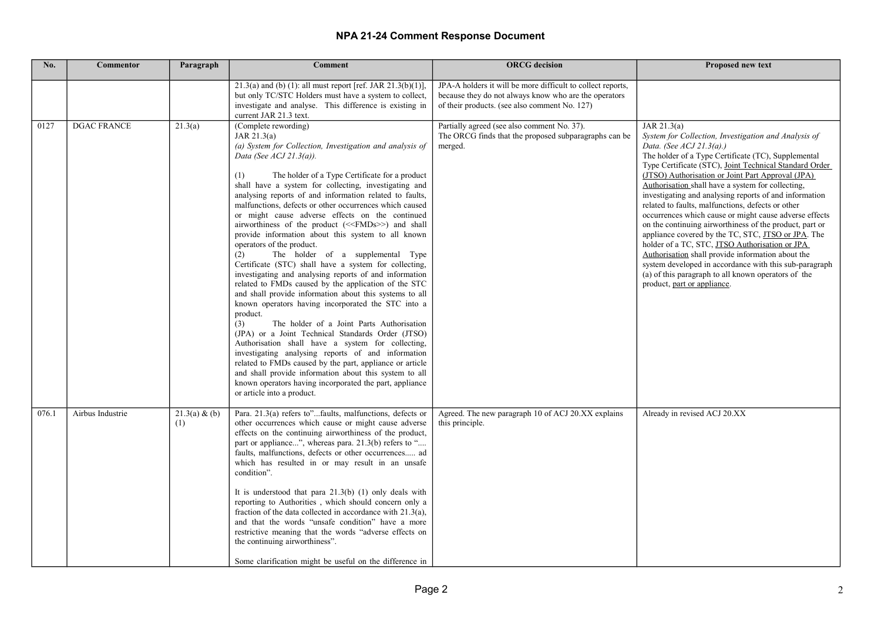# NPA 21-24 Comment Response Document

| No. | Commentor | Paragraph | Comment | ORCG decision | Proposed new text |
|---|---|---|---|---|---|
| | | | 21.3(a) and (b) (1): all must report [ref. JAR 21.3(b)(1)], but only TC/STC Holders must have a system to collect, investigate and analyse. This difference is existing in current JAR 21.3 text. | JPA-A holders it will be more difficult to collect reports, because they do not always know who are the operators of their products. (see also comment No. 127) | |
| 0127 | DGAC FRANCE | 21.3(a) | (Complete rewording)<br>JAR 21.3(a)<br>*(a) System for Collection, Investigation and analysis of Data (See ACJ 21.3(a)).*<br><br>(1) The holder of a Type Certificate for a product shall have a system for collecting, investigating and analysing reports of and information related to faults, malfunctions, defects or other occurrences which caused or might cause adverse effects on the continued airworthiness of the product (<<FMDs>>) and shall provide information about this system to all known operators of the product.<br>(2) The holder of a supplemental Type Certificate (STC) shall have a system for collecting, investigating and analysing reports of and information related to FMDs caused by the application of the STC and shall provide information about this systems to all known operators having incorporated the STC into a product.<br>(3) The holder of a Joint Parts Authorisation (JPA) or a Joint Technical Standards Order (JTSO) Authorisation shall have a system for collecting, investigating analysing reports of and information related to FMDs caused by the part, appliance or article and shall provide information about this system to all known operators having incorporated the part, appliance or article into a product. | Partially agreed (see also comment No. 37).<br>The ORCG finds that the proposed subparagraphs can be merged. | JAR 21.3(a)<br>*System for Collection, Investigation and Analysis of Data. (See ACJ 21.3(a).)*<br>The holder of a Type Certificate (TC), Supplemental Type Certificate (STC), <u>Joint Technical Standard Order (JTSO) Authorisation or Joint Part Approval (JPA) Authorisation</u> shall have a system for collecting, investigating and analysing reports of and information related to faults, malfunctions, defects or other occurrences which cause or might cause adverse effects on the continuing airworthiness of the product, part or appliance covered by the TC, STC, <u>JTSO or JPA</u>. The holder of a TC, STC, <u>JTSO Authorisation or JPA Authorisation</u> shall provide information about the system developed in accordance with this sub-paragraph (a) of this paragraph to all known operators of the product, <u>part or appliance</u>. |
| 076.1 | Airbus Industrie | 21.3(a) & (b) (1) | Para. 21.3(a) refers to"...faults, malfunctions, defects or other occurrences which cause or might cause adverse effects on the continuing airworthiness of the product, part or appliance...", whereas para. 21.3(b) refers to ".... faults, malfunctions, defects or other occurrences..... ad which has resulted in or may result in an unsafe condition".<br><br>It is understood that para 21.3(b) (1) only deals with reporting to Authorities , which should concern only a fraction of the data collected in accordance with 21.3(a), and that the words "unsafe condition" have a more restrictive meaning that the words "adverse effects on the continuing airworthiness".<br><br>Some clarification might be useful on the difference in | Agreed. The new paragraph 10 of ACJ 20.XX explains this principle. | Already in revised ACJ 20.XX |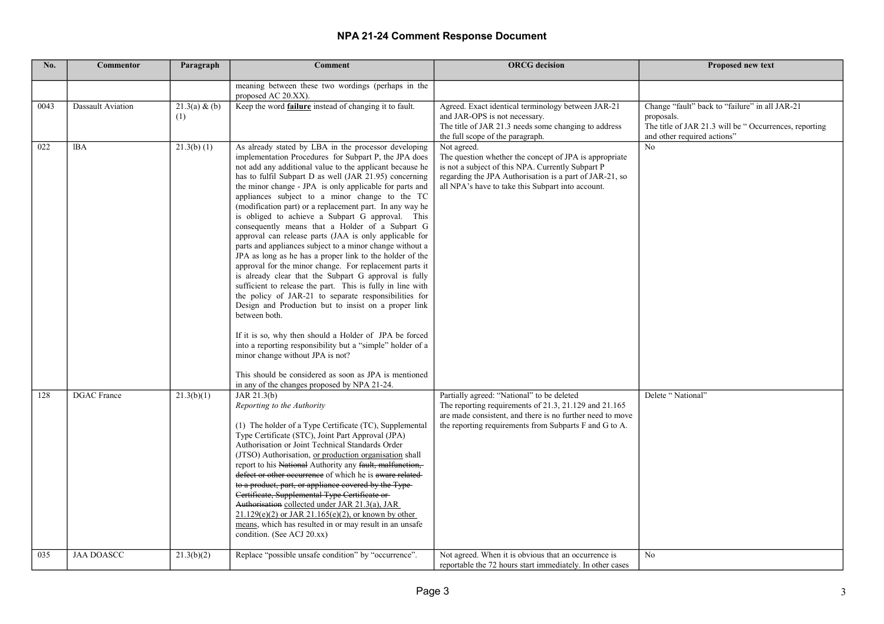## NPA 21-24 Comment Response Document

| No. | Commentor | Paragraph | Comment | ORCG decision | Proposed new text |
|---|---|---|---|---|---|
| | | | meaning between these two wordings (perhaps in the proposed AC 20.XX). | | |
| 0043 | Dassault Aviation | 21.3(a) & (b)(1) | Keep the word **failure** instead of changing it to fault. | Agreed. Exact identical terminology between JAR-21 and JAR-OPS is not necessary.<br>The title of JAR 21.3 needs some changing to address the full scope of the paragraph. | Change "fault" back to "failure" in all JAR-21 proposals.<br>The title of JAR 21.3 will be " Occurrences, reporting and other required actions" |
| 022 | lBA | 21.3(b) (1) | As already stated by LBA in the processor developing implementation Procedures for Subpart P, the JPA does not add any additional value to the applicant because he has to fulfil Subpart D as well (JAR 21.95) concerning the minor change - JPA is only applicable for parts and appliances subject to a minor change to the TC (modification part) or a replacement part. In any way he is obliged to achieve a Subpart G approval. This consequently means that a Holder of a Subpart G approval can release parts (JAA is only applicable for parts and appliances subject to a minor change without a JPA as long as he has a proper link to the holder of the approval for the minor change. For replacement parts it is already clear that the Subpart G approval is fully sufficient to release the part. This is fully in line with the policy of JAR-21 to separate responsibilities for Design and Production but to insist on a proper link between both.<br><br>If it is so, why then should a Holder of JPA be forced into a reporting responsibility but a "simple" holder of a minor change without JPA is not?<br><br>This should be considered as soon as JPA is mentioned in any of the changes proposed by NPA 21-24. | Not agreed.<br>The question whether the concept of JPA is appropriate is not a subject of this NPA. Currently Subpart P regarding the JPA Authorisation is a part of JAR-21, so all NPA's have to take this Subpart into account. | No |
| 128 | DGAC France | 21.3(b)(1) | JAR 21.3(b)<br>*Reporting to the Authority*<br><br>(1) The holder of a Type Certificate (TC), Supplemental Type Certificate (STC), Joint Part Approval (JPA) Authorisation or Joint Technical Standards Order (JTSO) Authorisation, <u>or production organisation</u> shall report to his ~~National~~ Authority any ~~fault, malfunction, defect or other occurrence~~ of which he is ~~aware related to a product, part, or appliance covered by the Type Certificate, Supplemental Type Certificate or Authorisation~~ <u>collected under JAR 21.3(a), JAR 21.129(e)(2) or JAR 21.165(e)(2), or known by other means</u>, which has resulted in or may result in an unsafe condition. (See ACJ 20.xx) | Partially agreed: "National" to be deleted<br>The reporting requirements of 21.3, 21.129 and 21.165 are made consistent, and there is no further need to move the reporting requirements from Subparts F and G to A. | Delete " National" |
| 035 | JAA DOASCC | 21.3(b)(2) | Replace "possible unsafe condition" by "occurrence". | Not agreed. When it is obvious that an occurrence is reportable the 72 hours start immediately. In other cases | No |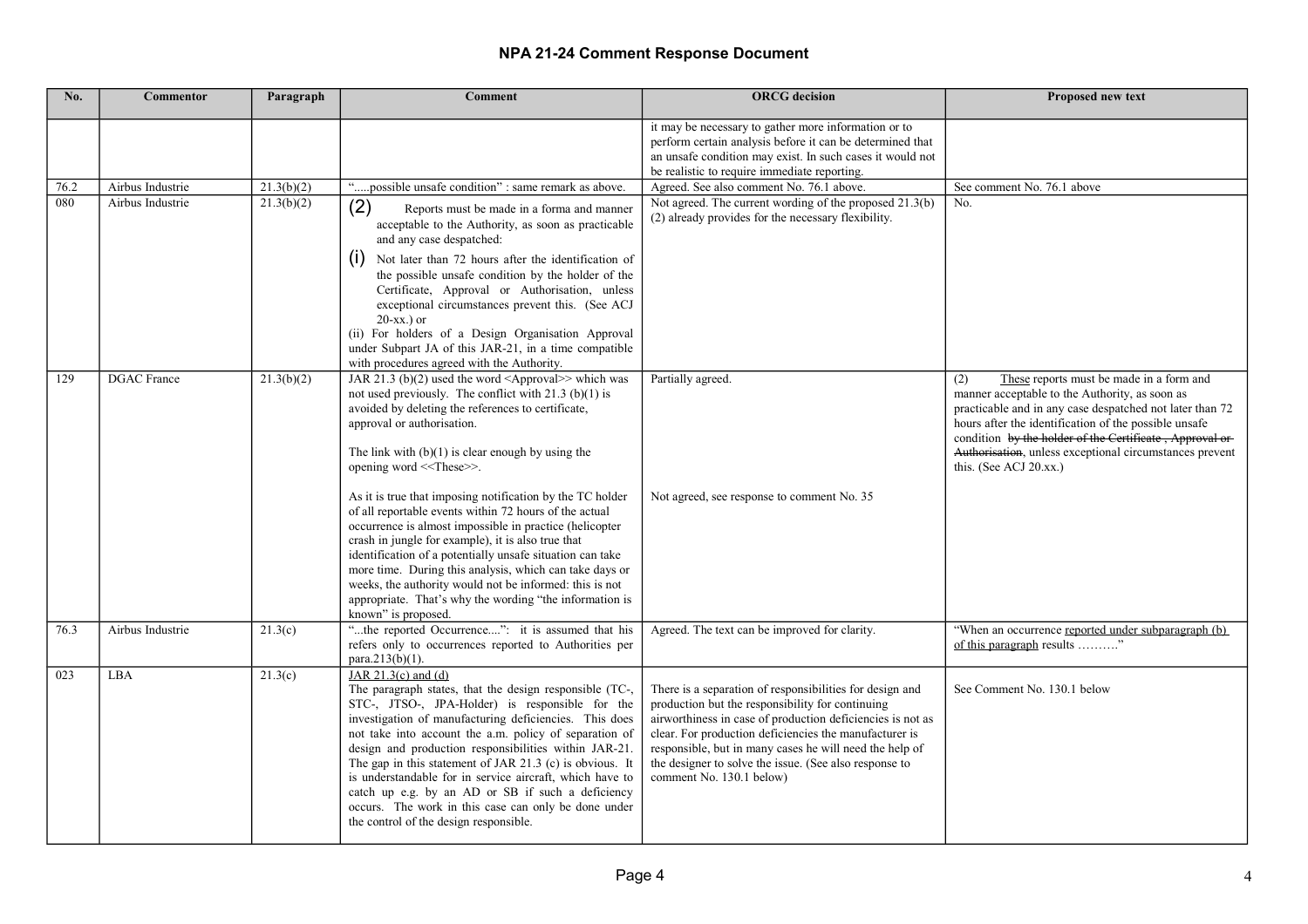# NPA 21-24 Comment Response Document

| No. | Commentor | Paragraph | Comment | ORCG decision | Proposed new text |
|---|---|---|---|---|---|
| | | | | it may be necessary to gather more information or to perform certain analysis before it can be determined that an unsafe condition may exist. In such cases it would not be realistic to require immediate reporting. | |
| 76.2 | Airbus Industrie | 21.3(b)(2) | ".....possible unsafe condition" : same remark as above. | Agreed. See also comment No. 76.1 above. | See comment No. 76.1 above |
| 080 | Airbus Industrie | 21.3(b)(2) | (2) Reports must be made in a forma and manner acceptable to the Authority, as soon as practicable and any case despatched:<br>(i) Not later than 72 hours after the identification of the possible unsafe condition by the holder of the Certificate, Approval or Authorisation, unless exceptional circumstances prevent this. (See ACJ 20-xx.) or<br>(ii) For holders of a Design Organisation Approval under Subpart JA of this JAR-21, in a time compatible with procedures agreed with the Authority. | Not agreed. The current wording of the proposed 21.3(b)(2) already provides for the necessary flexibility. | No. |
| 129 | DGAC France | 21.3(b)(2) | JAR 21.3 (b)(2) used the word <Approval>> which was not used previously. The conflict with 21.3 (b)(1) is avoided by deleting the references to certificate, approval or authorisation.<br><br>The link with (b)(1) is clear enough by using the opening word <<These>>.<br><br>As it is true that imposing notification by the TC holder of all reportable events within 72 hours of the actual occurrence is almost impossible in practice (helicopter crash in jungle for example), it is also true that identification of a potentially unsafe situation can take more time. During this analysis, which can take days or weeks, the authority would not be informed: this is not appropriate. That's why the wording "the information is known" is proposed. | Partially agreed.<br><br><br><br><br><br>Not agreed, see response to comment No. 35 | (2) These reports must be made in a form and manner acceptable to the Authority, as soon as practicable and in any case despatched not later than 72 hours after the identification of the possible unsafe condition ~~by the holder of the Certificate , Approval or Authorisation~~, unless exceptional circumstances prevent this. (See ACJ 20.xx.) |
| 76.3 | Airbus Industrie | 21.3(c) | "...the reported Occurrence....": it is assumed that his refers only to occurrences reported to Authorities per para.213(b)(1). | Agreed. The text can be improved for clarity. | "When an occurrence reported under subparagraph (b) of this paragraph results ………." |
| 023 | LBA | 21.3(c) | JAR 21.3(c) and (d)<br>The paragraph states, that the design responsible (TC-, STC-, JTSO-, JPA-Holder) is responsible for the investigation of manufacturing deficiencies. This does not take into account the a.m. policy of separation of design and production responsibilities within JAR-21. The gap in this statement of JAR 21.3 (c) is obvious. It is understandable for in service aircraft, which have to catch up e.g. by an AD or SB if such a deficiency occurs. The work in this case can only be done under the control of the design responsible. | There is a separation of responsibilities for design and production but the responsibility for continuing airworthiness in case of production deficiencies is not as clear. For production deficiencies the manufacturer is responsible, but in many cases he will need the help of the designer to solve the issue. (See also response to comment No. 130.1 below) | See Comment No. 130.1 below |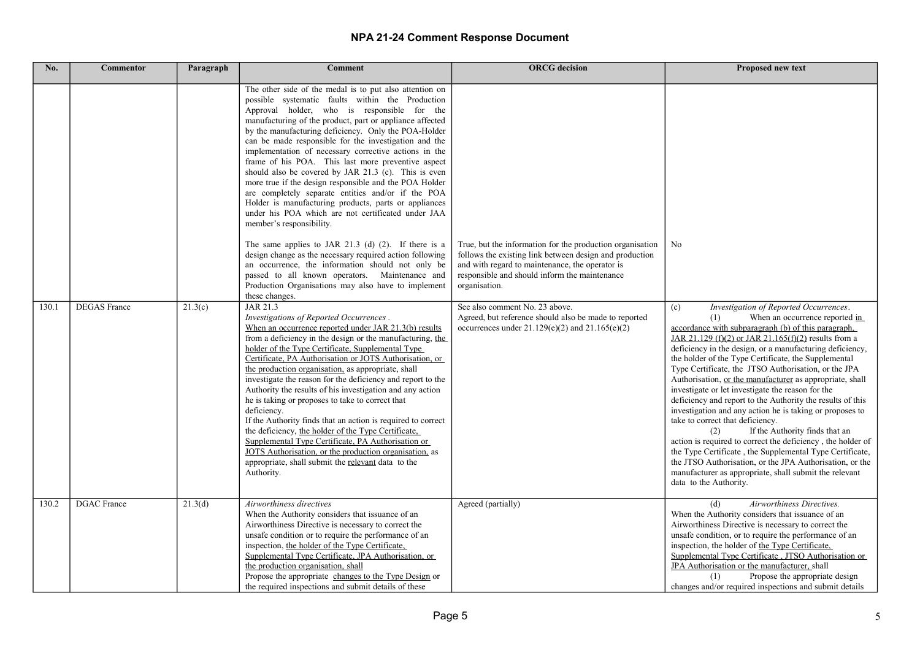# NPA 21-24 Comment Response Document

| No. | Commentor | Paragraph | Comment | ORCG decision | Proposed new text |
|---|---|---|---|---|---|
| | | | The other side of the medal is to put also attention on possible systematic faults within the Production Approval holder, who is responsible for the manufacturing of the product, part or appliance affected by the manufacturing deficiency. Only the POA-Holder can be made responsible for the investigation and the implementation of necessary corrective actions in the frame of his POA. This last more preventive aspect should also be covered by JAR 21.3 (c). This is even more true if the design responsible and the POA Holder are completely separate entities and/or if the POA Holder is manufacturing products, parts or appliances under his POA which are not certificated under JAA member's responsibility.<br><br>The same applies to JAR 21.3 (d) (2). If there is a design change as the necessary required action following an occurrence, the information should not only be passed to all known operators. Maintenance and Production Organisations may also have to implement these changes. | True, but the information for the production organisation follows the existing link between design and production and with regard to maintenance, the operator is responsible and should inform the maintenance organisation. | No |
| 130.1 | DEGAS France | 21.3(c) | JAR 21.3<br>*Investigations of Reported Occurrences .*<br><u>When an occurrence reported under JAR 21.3(b) results</u> from a deficiency in the design or the manufacturing, <u>the holder of the Type Certificate, Supplemental Type Certificate, PA Authorisation or JOTS Authorisation, or the production organisation,</u> as appropriate, shall investigate the reason for the deficiency and report to the Authority the results of his investigation and any action he is taking or proposes to take to correct that deficiency.<br>If the Authority finds that an action is required to correct the deficiency, <u>the holder of the Type Certificate, Supplemental Type Certificate, PA Authorisation or JOTS Authorisation, or the production organisation,</u> as appropriate, shall submit the <u>relevant</u> data to the Authority. | See also comment No. 23 above.<br>Agreed, but reference should also be made to reported occurrences under 21.129(e)(2) and 21.165(e)(2) | (c) *Investigation of Reported Occurrences*.<br>(1) When an occurrence reported <u>in accordance with subparagraph (b) of this paragraph, JAR 21.129 (f)(2) or JAR 21.165(f)(2)</u> results from a deficiency in the design, or a manufacturing deficiency, the holder of the Type Certificate, the Supplemental Type Certificate, the JTSO Authorisation, or the JPA Authorisation, <u>or the manufacturer</u> as appropriate, shall investigate or let investigate the reason for the deficiency and report to the Authority the results of this investigation and any action he is taking or proposes to take to correct that deficiency.<br>(2) If the Authority finds that an action is required to correct the deficiency , the holder of the Type Certificate , the Supplemental Type Certificate, the JTSO Authorisation, or the JPA Authorisation, or the manufacturer as appropriate, shall submit the relevant data to the Authority. |
| 130.2 | DGAC France | 21.3(d) | *Airworthiness directives*<br>When the Authority considers that issuance of an Airworthiness Directive is necessary to correct the unsafe condition or to require the performance of an inspection, <u>the holder of the Type Certificate, Supplemental Type Certificate, JPA Authorisation, or the production organisation,</u> shall<br>Propose the appropriate <u>changes to the Type Design</u> or the required inspections and submit details of these | Agreed (partially) | (d) *Airworthiness Directives.*<br>When the Authority considers that issuance of an Airworthiness Directive is necessary to correct the unsafe condition, or to require the performance of an inspection, the holder of <u>the Type Certificate, Supplemental Type Certificate , JTSO Authorisation or JPA Authorisation or the manufacturer,</u> shall<br>(1) Propose the appropriate design changes and/or required inspections and submit details |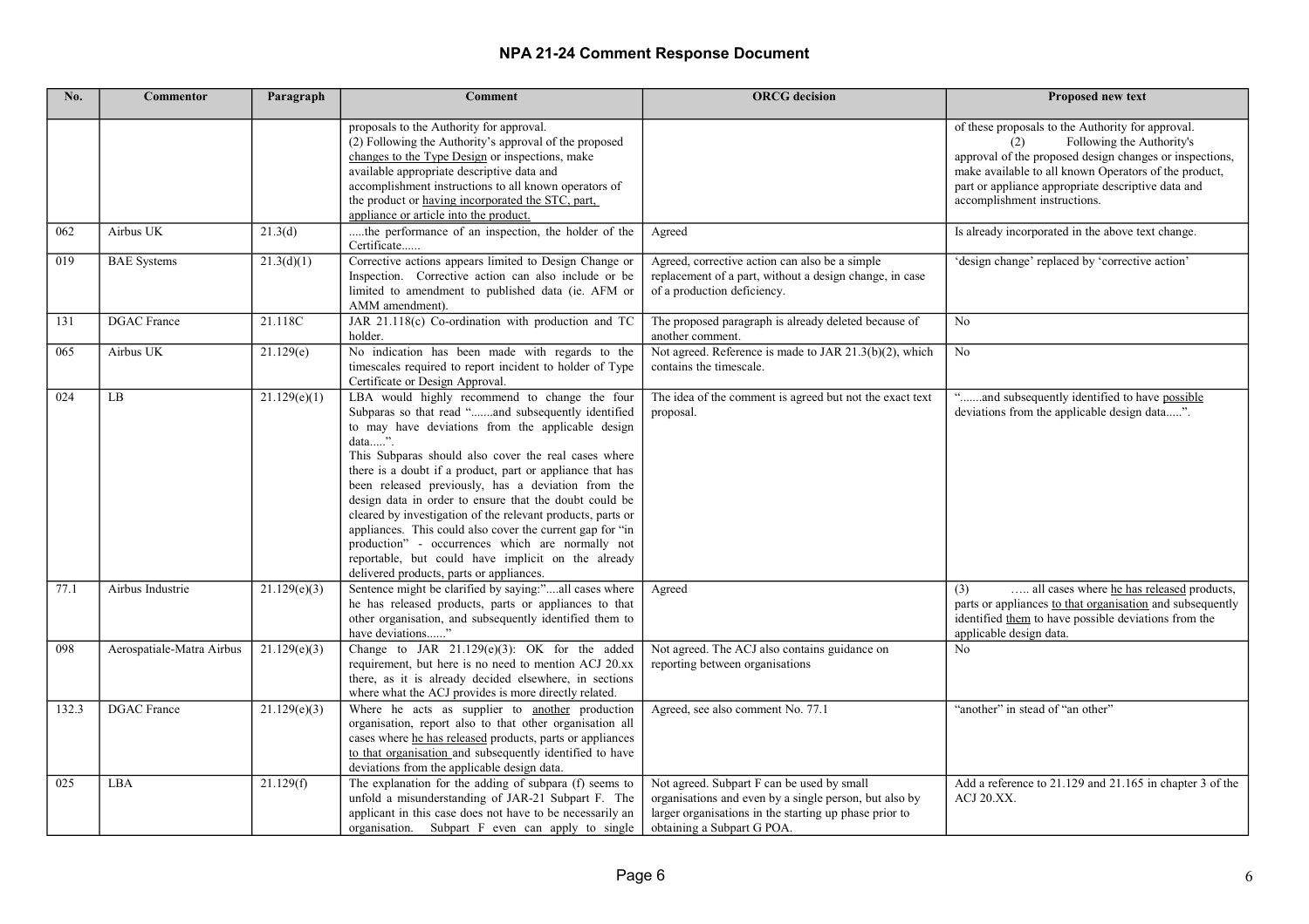# NPA 21-24 Comment Response Document

| No. | Commentor | Paragraph | Comment | ORCG decision | Proposed new text |
|---|---|---|---|---|---|
| | | | proposals to the Authority for approval. (2) Following the Authority's approval of the proposed changes to the Type Design or inspections, make available appropriate descriptive data and accomplishment instructions to all known operators of the product or having incorporated the STC, part, appliance or article into the product. | | of these proposals to the Authority for approval. (2) Following the Authority's approval of the proposed design changes or inspections, make available to all known Operators of the product, part or appliance appropriate descriptive data and accomplishment instructions. |
| 062 | Airbus UK | 21.3(d) | .....the performance of an inspection, the holder of the Certificate...... | Agreed | Is already incorporated in the above text change. |
| 019 | BAE Systems | 21.3(d)(1) | Corrective actions appears limited to Design Change or Inspection. Corrective action can also include or be limited to amendment to published data (ie. AFM or AMM amendment). | Agreed, corrective action can also be a simple replacement of a part, without a design change, in case of a production deficiency. | 'design change' replaced by 'corrective action' |
| 131 | DGAC France | 21.118C | JAR 21.118(c) Co-ordination with production and TC holder. | The proposed paragraph is already deleted because of another comment. | No |
| 065 | Airbus UK | 21.129(e) | No indication has been made with regards to the timescales required to report incident to holder of Type Certificate or Design Approval. | Not agreed. Reference is made to JAR 21.3(b)(2), which contains the timescale. | No |
| 024 | LB | 21.129(e)(1) | LBA would highly recommend to change the four Subparas so that read ".......and subsequently identified to may have deviations from the applicable design data.....". This Subparas should also cover the real cases where there is a doubt if a product, part or appliance that has been released previously, has a deviation from the design data in order to ensure that the doubt could be cleared by investigation of the relevant products, parts or appliances. This could also cover the current gap for "in production" - occurrences which are normally not reportable, but could have implicit on the already delivered products, parts or appliances. | The idea of the comment is agreed but not the exact text proposal. | ".......and subsequently identified to have possible deviations from the applicable design data.....". |
| 77.1 | Airbus Industrie | 21.129(e)(3) | Sentence might be clarified by saying:"....all cases where he has released products, parts or appliances to that other organisation, and subsequently identified them to have deviations......" | Agreed | (3) ….. all cases where he has released products, parts or appliances to that organisation and subsequently identified them to have possible deviations from the applicable design data. |
| 098 | Aerospatiale-Matra Airbus | 21.129(e)(3) | Change to JAR 21.129(e)(3): OK for the added requirement, but here is no need to mention ACJ 20.xx there, as it is already decided elsewhere, in sections where what the ACJ provides is more directly related. | Not agreed. The ACJ also contains guidance on reporting between organisations | No |
| 132.3 | DGAC France | 21.129(e)(3) | Where he acts as supplier to another production organisation, report also to that other organisation all cases where he has released products, parts or appliances to that organisation and subsequently identified to have deviations from the applicable design data. | Agreed, see also comment No. 77.1 | "another" in stead of "an other" |
| 025 | LBA | 21.129(f) | The explanation for the adding of subpara (f) seems to unfold a misunderstanding of JAR-21 Subpart F. The applicant in this case does not have to be necessarily an organisation. Subpart F even can apply to single | Not agreed. Subpart F can be used by small organisations and even by a single person, but also by larger organisations in the starting up phase prior to obtaining a Subpart G POA. | Add a reference to 21.129 and 21.165 in chapter 3 of the ACJ 20.XX. |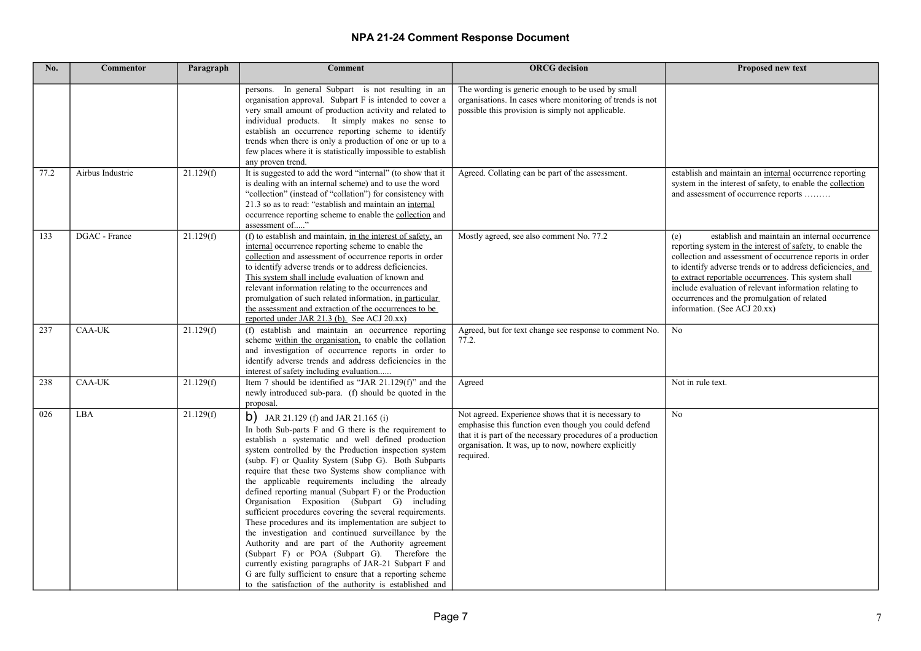# NPA 21-24 Comment Response Document

| No. | Commentor | Paragraph | Comment | ORCG decision | Proposed new text |
|---|---|---|---|---|---|
| | | | persons. In general Subpart is not resulting in an organisation approval. Subpart F is intended to cover a very small amount of production activity and related to individual products. It simply makes no sense to establish an occurrence reporting scheme to identify trends when there is only a production of one or up to a few places where it is statistically impossible to establish any proven trend. | The wording is generic enough to be used by small organisations. In cases where monitoring of trends is not possible this provision is simply not applicable. | |
| 77.2 | Airbus Industrie | 21.129(f) | It is suggested to add the word "internal" (to show that it is dealing with an internal scheme) and to use the word "collection" (instead of "collation") for consistency with 21.3 so as to read: "establish and maintain an internal occurrence reporting scheme to enable the collection and assessment of....." | Agreed. Collating can be part of the assessment. | establish and maintain an internal occurrence reporting system in the interest of safety, to enable the collection and assessment of occurrence reports ……… |
| 133 | DGAC - France | 21.129(f) | (f) to establish and maintain, in the interest of safety, an internal occurrence reporting scheme to enable the collection and assessment of occurrence reports in order to identify adverse trends or to address deficiencies. This system shall include evaluation of known and relevant information relating to the occurrences and promulgation of such related information, in particular the assessment and extraction of the occurrences to be reported under JAR 21.3 (b). See ACJ 20.xx) | Mostly agreed, see also comment No. 77.2 | (e) establish and maintain an internal occurrence reporting system in the interest of safety, to enable the collection and assessment of occurrence reports in order to identify adverse trends or to address deficiencies, and to extract reportable occurrences. This system shall include evaluation of relevant information relating to occurrences and the promulgation of related information. (See ACJ 20.xx) |
| 237 | CAA-UK | 21.129(f) | (f) establish and maintain an occurrence reporting scheme within the organisation, to enable the collation and investigation of occurrence reports in order to identify adverse trends and address deficiencies in the interest of safety including evaluation...... | Agreed, but for text change see response to comment No. 77.2. | No |
| 238 | CAA-UK | 21.129(f) | Item 7 should be identified as "JAR 21.129(f)" and the newly introduced sub-para. (f) should be quoted in the proposal. | Agreed | Not in rule text. |
| 026 | LBA | 21.129(f) | b) JAR 21.129 (f) and JAR 21.165 (i)<br>In both Sub-parts F and G there is the requirement to establish a systematic and well defined production system controlled by the Production inspection system (subp. F) or Quality System (Subp G). Both Subparts require that these two Systems show compliance with the applicable requirements including the already defined reporting manual (Subpart F) or the Production Organisation Exposition (Subpart G) including sufficient procedures covering the several requirements. These procedures and its implementation are subject to the investigation and continued surveillance by the Authority and are part of the Authority agreement (Subpart F) or POA (Subpart G). Therefore the currently existing paragraphs of JAR-21 Subpart F and G are fully sufficient to ensure that a reporting scheme to the satisfaction of the authority is established and | Not agreed. Experience shows that it is necessary to emphasise this function even though you could defend that it is part of the necessary procedures of a production organisation. It was, up to now, nowhere explicitly required. | No |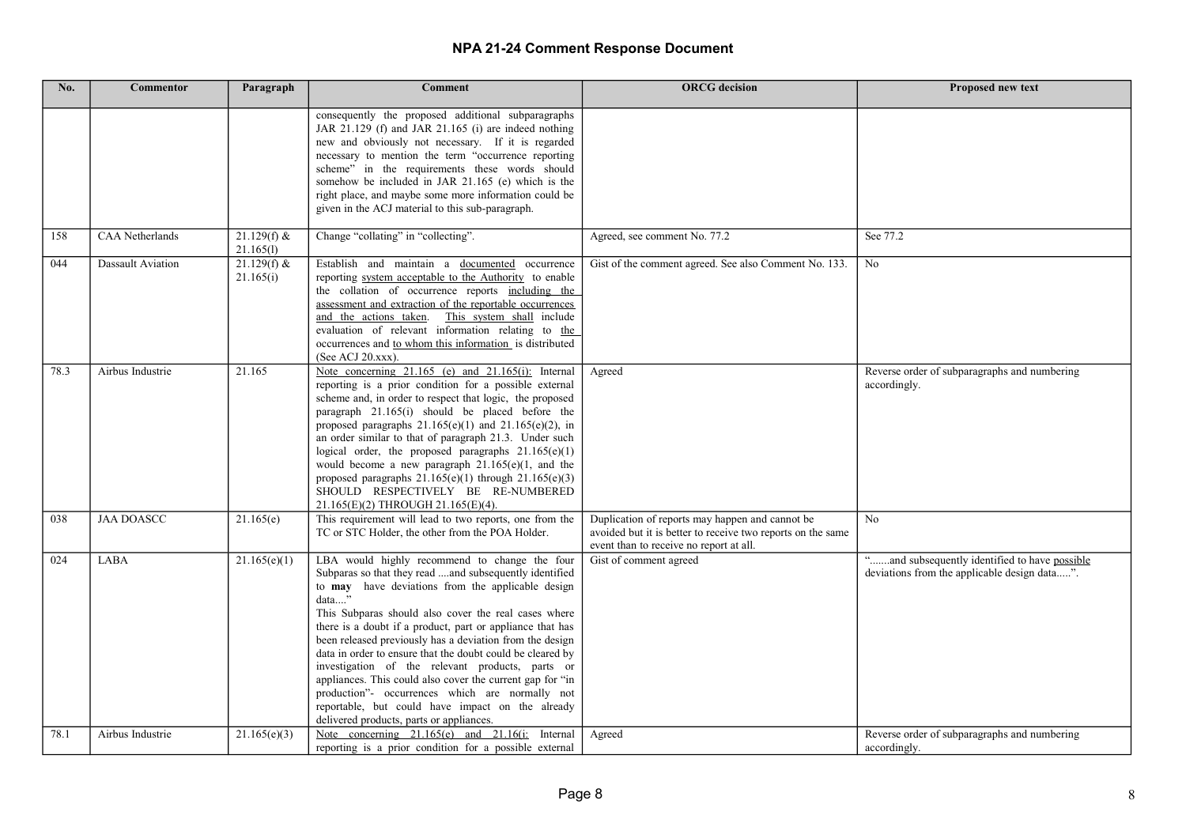# NPA 21-24 Comment Response Document

| No. | Commentor | Paragraph | Comment | ORCG decision | Proposed new text |
|---|---|---|---|---|---|
| | | | consequently the proposed additional subparagraphs JAR 21.129 (f) and JAR 21.165 (i) are indeed nothing new and obviously not necessary. If it is regarded necessary to mention the term "occurrence reporting scheme" in the requirements these words should somehow be included in JAR 21.165 (e) which is the right place, and maybe some more information could be given in the ACJ material to this sub-paragraph. | | |
| 158 | CAA Netherlands | 21.129(f) & 21.165(l) | Change "collating" in "collecting". | Agreed, see comment No. 77.2 | See 77.2 |
| 044 | Dassault Aviation | 21.129(f) & 21.165(i) | Establish and maintain a documented occurrence reporting system acceptable to the Authority to enable the collation of occurrence reports including the assessment and extraction of the reportable occurrences and the actions taken. This system shall include evaluation of relevant information relating to the occurrences and to whom this information is distributed (See ACJ 20.xxx). | Gist of the comment agreed. See also Comment No. 133. | No |
| 78.3 | Airbus Industrie | 21.165 | Note concerning 21.165 (e) and 21.165(i): Internal reporting is a prior condition for a possible external scheme and, in order to respect that logic, the proposed paragraph 21.165(i) should be placed before the proposed paragraphs 21.165(e)(1) and 21.165(e)(2), in an order similar to that of paragraph 21.3. Under such logical order, the proposed paragraphs 21.165(e)(1) would become a new paragraph 21.165(e)(1, and the proposed paragraphs 21.165(e)(1) through 21.165(e)(3) SHOULD RESPECTIVELY BE RE-NUMBERED 21.165(E)(2) THROUGH 21.165(E)(4). | Agreed | Reverse order of subparagraphs and numbering accordingly. |
| 038 | JAA DOASCC | 21.165(e) | This requirement will lead to two reports, one from the TC or STC Holder, the other from the POA Holder. | Duplication of reports may happen and cannot be avoided but it is better to receive two reports on the same event than to receive no report at all. | No |
| 024 | LABA | 21.165(e)(1) | LBA would highly recommend to change the four Subparas so that they read ....and subsequently identified to **may** have deviations from the applicable design data...."<br>This Subparas should also cover the real cases where there is a doubt if a product, part or appliance that has been released previously has a deviation from the design data in order to ensure that the doubt could be cleared by investigation of the relevant products, parts or appliances. This could also cover the current gap for "in production"- occurrences which are normally not reportable, but could have impact on the already delivered products, parts or appliances. | Gist of comment agreed | ".......and subsequently identified to have possible deviations from the applicable design data.....". |
| 78.1 | Airbus Industrie | 21.165(e)(3) | Note concerning 21.165(e) and 21.16(i: Internal reporting is a prior condition for a possible external | Agreed | Reverse order of subparagraphs and numbering accordingly. |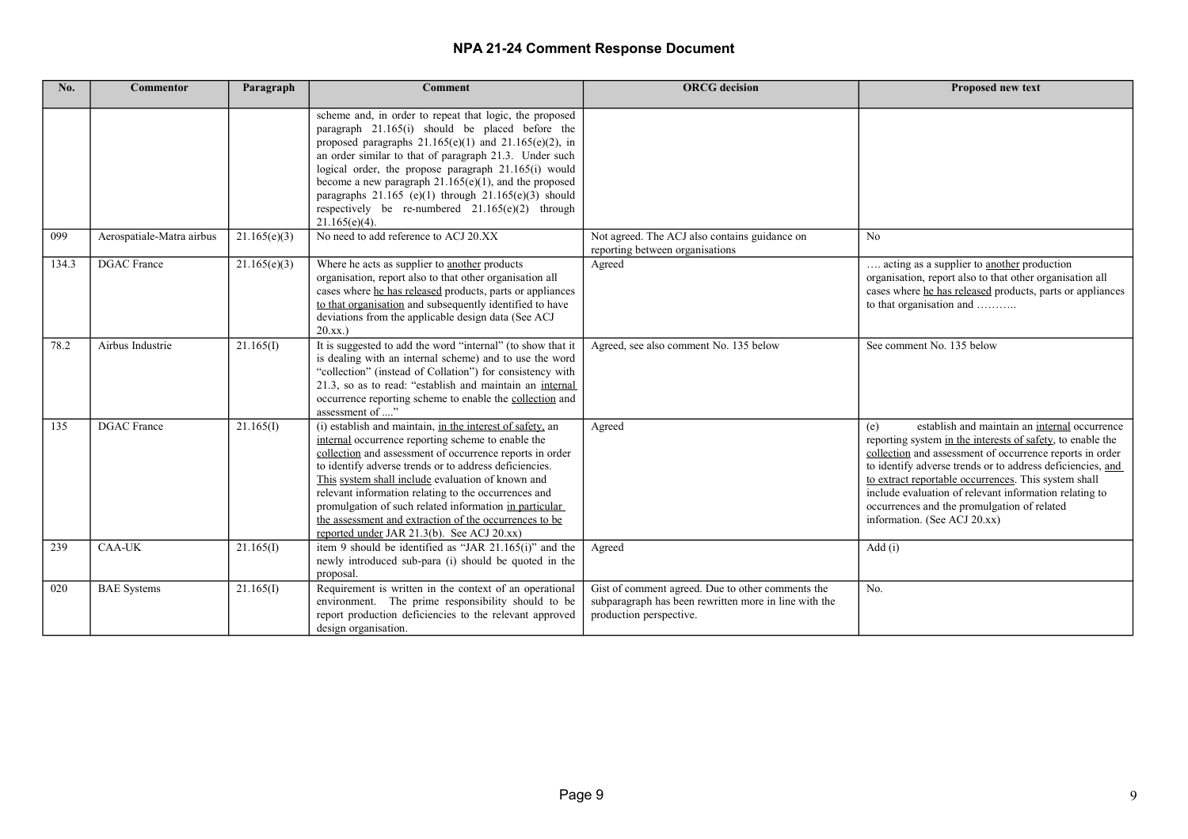## NPA 21-24 Comment Response Document

| No. | Commentor | Paragraph | Comment | ORCG decision | Proposed new text |
|---|---|---|---|---|---|
| | | | scheme and, in order to repeat that logic, the proposed paragraph 21.165(i) should be placed before the proposed paragraphs 21.165(e)(1) and 21.165(e)(2), in an order similar to that of paragraph 21.3. Under such logical order, the propose paragraph 21.165(i) would become a new paragraph 21.165(e)(1), and the proposed paragraphs 21.165 (e)(1) through 21.165(e)(3) should respectively be re-numbered 21.165(e)(2) through 21.165(e)(4). | | |
| 099 | Aerospatiale-Matra airbus | 21.165(e)(3) | No need to add reference to ACJ 20.XX | Not agreed. The ACJ also contains guidance on reporting between organisations | No |
| 134.3 | DGAC France | 21.165(e)(3) | Where he acts as supplier to another products organisation, report also to that other organisation all cases where he has released products, parts or appliances to that organisation and subsequently identified to have deviations from the applicable design data (See ACJ 20.xx.) | Agreed | …. acting as a supplier to another production organisation, report also to that other organisation all cases where he has released products, parts or appliances to that organisation and ……….. |
| 78.2 | Airbus Industrie | 21.165(I) | It is suggested to add the word "internal" (to show that it is dealing with an internal scheme) and to use the word "collection" (instead of Collation") for consistency with 21.3, so as to read: "establish and maintain an internal occurrence reporting scheme to enable the collection and assessment of ...." | Agreed, see also comment No. 135 below | See comment No. 135 below |
| 135 | DGAC France | 21.165(I) | (i) establish and maintain, in the interest of safety, an internal occurrence reporting scheme to enable the collection and assessment of occurrence reports in order to identify adverse trends or to address deficiencies. This system shall include evaluation of known and relevant information relating to the occurrences and promulgation of such related information in particular the assessment and extraction of the occurrences to be reported under JAR 21.3(b). See ACJ 20.xx) | Agreed | (e) establish and maintain an internal occurrence reporting system in the interests of safety, to enable the collection and assessment of occurrence reports in order to identify adverse trends or to address deficiencies, and to extract reportable occurrences. This system shall include evaluation of relevant information relating to occurrences and the promulgation of related information. (See ACJ 20.xx) |
| 239 | CAA-UK | 21.165(I) | item 9 should be identified as "JAR 21.165(i)" and the newly introduced sub-para (i) should be quoted in the proposal. | Agreed | Add (i) |
| 020 | BAE Systems | 21.165(I) | Requirement is written in the context of an operational environment. The prime responsibility should to be report production deficiencies to the relevant approved design organisation. | Gist of comment agreed. Due to other comments the subparagraph has been rewritten more in line with the production perspective. | No. |